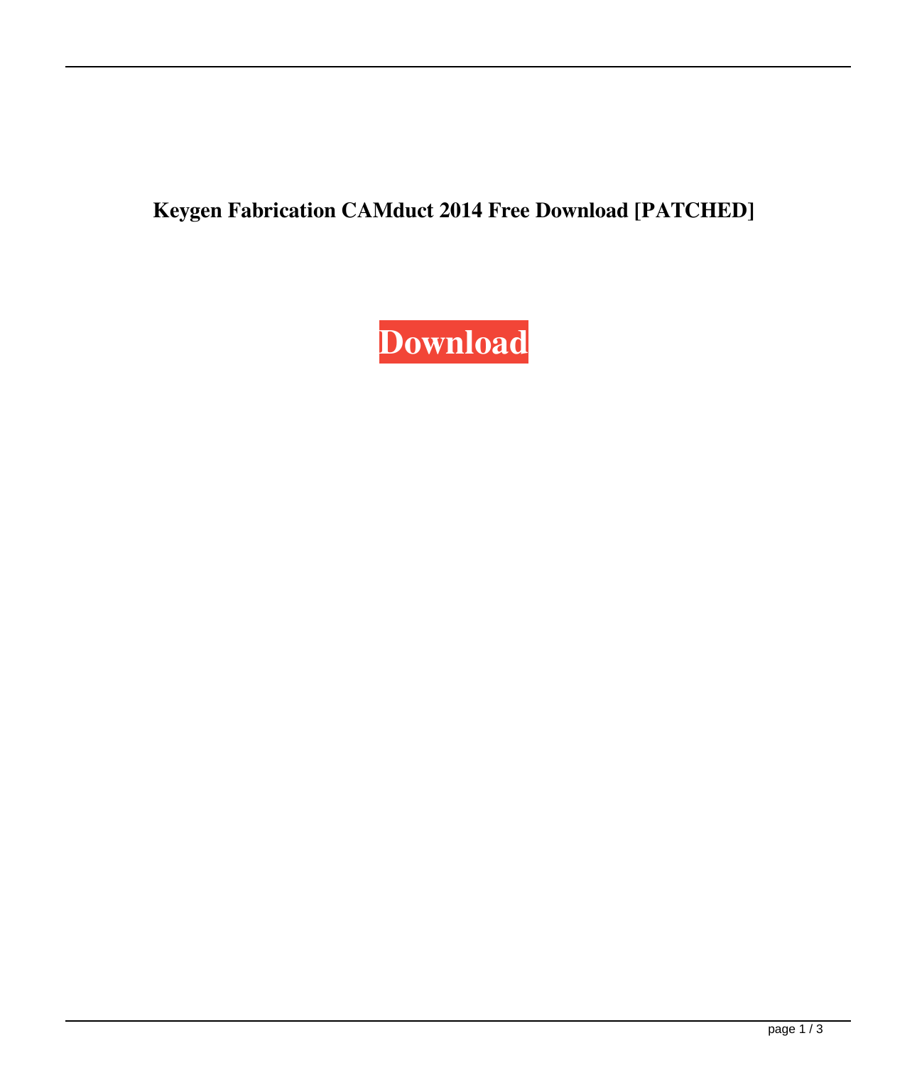**Keygen Fabrication CAMduct 2014 Free Download [PATCHED]**

**Download**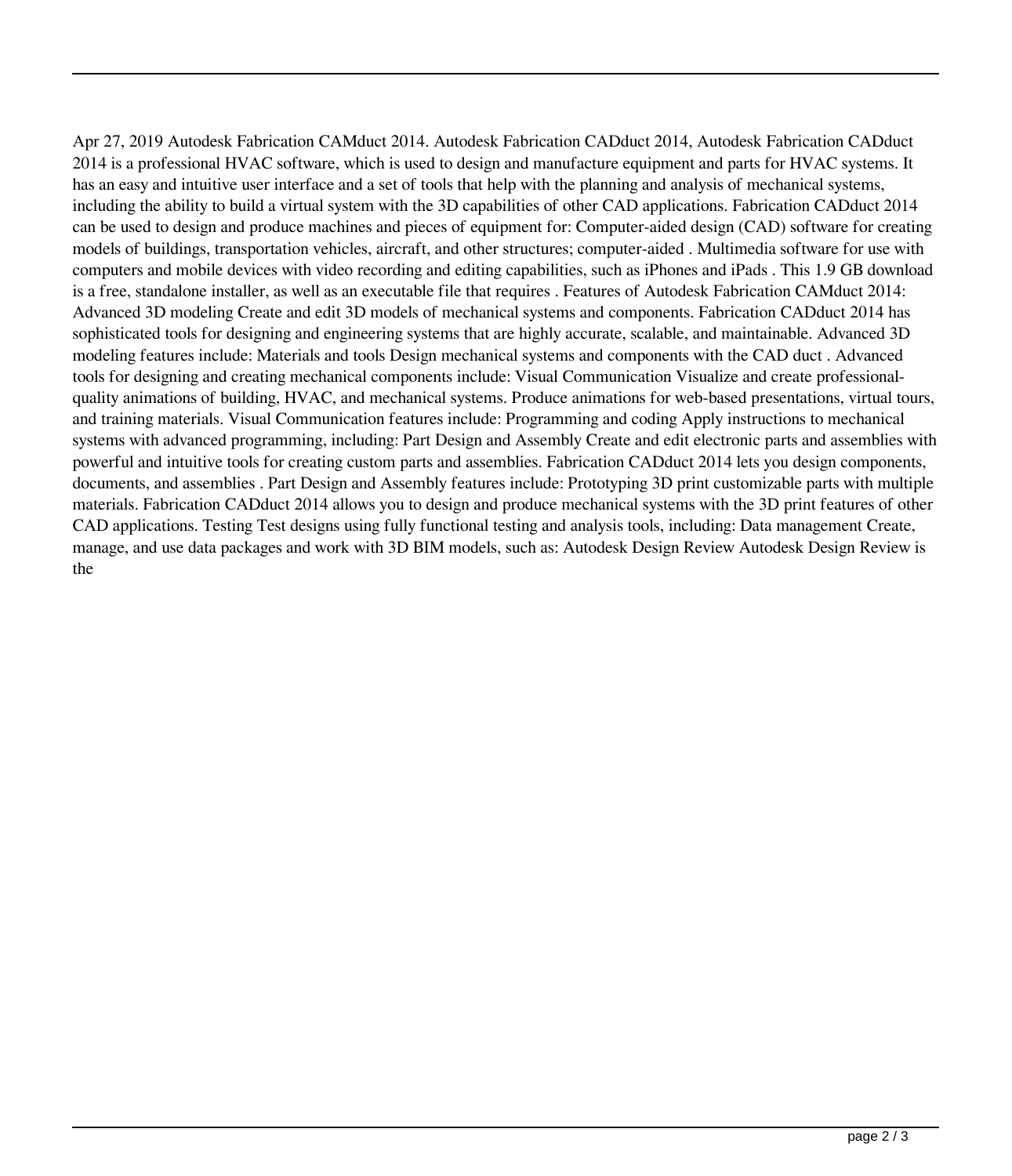Apr 27, 2019 Autodesk Fabrication CAMduct 2014. Autodesk Fabrication CADduct 2014, Autodesk Fabrication CADduct 2014 is a professional HVAC software, which is used to design and manufacture equipment and parts for HVAC systems. It has an easy and intuitive user interface and a set of tools that help with the planning and analysis of mechanical systems, including the ability to build a virtual system with the 3D capabilities of other CAD applications. Fabrication CADduct 2014 can be used to design and produce machines and pieces of equipment for: Computer-aided design (CAD) software for creating models of buildings, transportation vehicles, aircraft, and other structures; computer-aided . Multimedia software for use with computers and mobile devices with video recording and editing capabilities, such as iPhones and iPads . This 1.9 GB download is a free, standalone installer, as well as an executable file that requires . Features of Autodesk Fabrication CAMduct 2014: Advanced 3D modeling Create and edit 3D models of mechanical systems and components. Fabrication CADduct 2014 has sophisticated tools for designing and engineering systems that are highly accurate, scalable, and maintainable. Advanced 3D modeling features include: Materials and tools Design mechanical systems and components with the CAD duct . Advanced tools for designing and creating mechanical components include: Visual Communication Visualize and create professional-quality animations of building, HVAC, and mechanical systems. Produce animations for web-based presentations, virtual tours, and training materials. Visual Communication features include: Programming and coding Apply instructions to mechanical systems with advanced programming, including: Part Design and Assembly Create and edit electronic parts and assemblies with powerful and intuitive tools for creating custom parts and assemblies. Fabrication CADduct 2014 lets you design components, documents, and assemblies . Part Design and Assembly features include: Prototyping 3D print customizable parts with multiple materials. Fabrication CADduct 2014 allows you to design and produce mechanical systems with the 3D print features of other CAD applications. Testing Test designs using fully functional testing and analysis tools, including: Data management Create, manage, and use data packages and work with 3D BIM models, such as: Autodesk Design Review Autodesk Design Review is the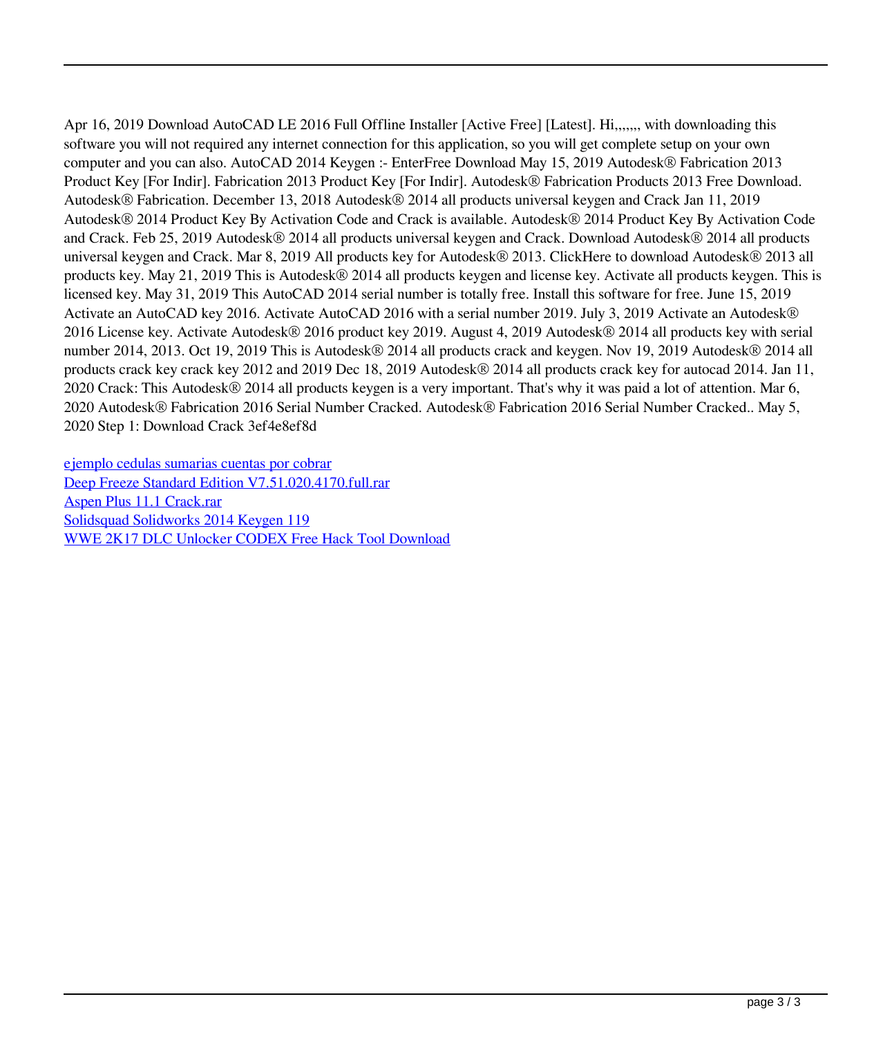Apr 16, 2019 Download AutoCAD LE 2016 Full Offline Installer [Active Free] [Latest]. Hi,,,,,,, with downloading this software you will not required any internet connection for this application, so you will get complete setup on your own computer and you can also. AutoCAD 2014 Keygen :- EnterFree Download May 15, 2019 Autodesk® Fabrication 2013 Product Key [For Indir]. Fabrication 2013 Product Key [For Indir]. Autodesk® Fabrication Products 2013 Free Download. Autodesk® Fabrication. December 13, 2018 Autodesk® 2014 all products universal keygen and Crack Jan 11, 2019 Autodesk® 2014 Product Key By Activation Code and Crack is available. Autodesk® 2014 Product Key By Activation Code and Crack. Feb 25, 2019 Autodesk® 2014 all products universal keygen and Crack. Download Autodesk® 2014 all products universal keygen and Crack. Mar 8, 2019 All products key for Autodesk® 2013. ClickHere to download Autodesk® 2013 all products key. May 21, 2019 This is Autodesk® 2014 all products keygen and license key. Activate all products keygen. This is licensed key. May 31, 2019 This AutoCAD 2014 serial number is totally free. Install this software for free. June 15, 2019 Activate an AutoCAD key 2016. Activate AutoCAD 2016 with a serial number 2019. July 3, 2019 Activate an Autodesk® 2016 License key. Activate Autodesk® 2016 product key 2019. August 4, 2019 Autodesk® 2014 all products key with serial number 2014, 2013. Oct 19, 2019 This is Autodesk® 2014 all products crack and keygen. Nov 19, 2019 Autodesk® 2014 all products crack key crack key 2012 and 2019 Dec 18, 2019 Autodesk® 2014 all products crack key for autocad 2014. Jan 11, 2020 Crack: This Autodesk® 2014 all products keygen is a very important. That's why it was paid a lot of attention. Mar 6, 2020 Autodesk® Fabrication 2016 Serial Number Cracked. Autodesk® Fabrication 2016 Serial Number Cracked.. May 5, 2020 Step 1: Download Crack 3ef4e8ef8d

ejemplo cedulas sumarias cuentas por cobrar
Deep Freeze Standard Edition V7.51.020.4170.full.rar
Aspen Plus 11.1 Crack.rar
Solidsquad Solidworks 2014 Keygen 119
WWE 2K17 DLC Unlocker CODEX Free Hack Tool Download